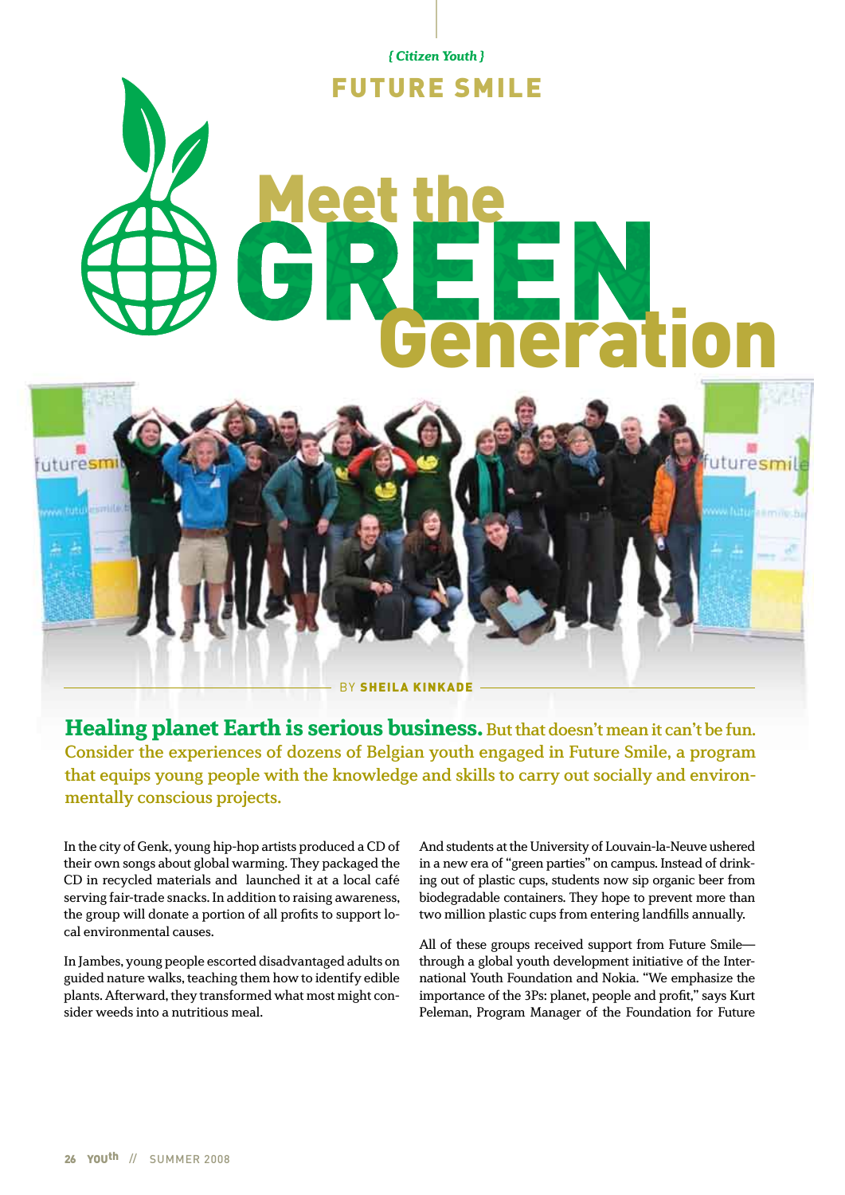*{ Citizen Youth }*

## FUTURE SMILE

# Meet the GREEN Generation

BY **SHEILA KINKADE**

**Healing planet Earth is serious business.** But that doesn't mean it can't be fun. Consider the experiences of dozens of Belgian youth engaged in Future Smile, a program that equips young people with the knowledge and skills to carry out socially and environmentally conscious projects.

In the city of Genk, young hip-hop artists produced a CD of their own songs about global warming. They packaged the CD in recycled materials and launched it at a local café serving fair-trade snacks. In addition to raising awareness, the group will donate a portion of all profits to support local environmental causes.

In Jambes, young people escorted disadvantaged adults on guided nature walks, teaching them how to identify edible plants. Afterward, they transformed what most might consider weeds into a nutritious meal.

And students at the University of Louvain-la-Neuve ushered in a new era of "green parties" on campus. Instead of drinking out of plastic cups, students now sip organic beer from biodegradable containers. They hope to prevent more than two million plastic cups from entering landfills annually.

All of these groups received support from Future Smile—through a global youth development initiative of the International Youth Foundation and Nokia. "We emphasize the importance of the 3Ps: planet, people and profit," says Kurt Peleman, Program Manager of the Foundation for Future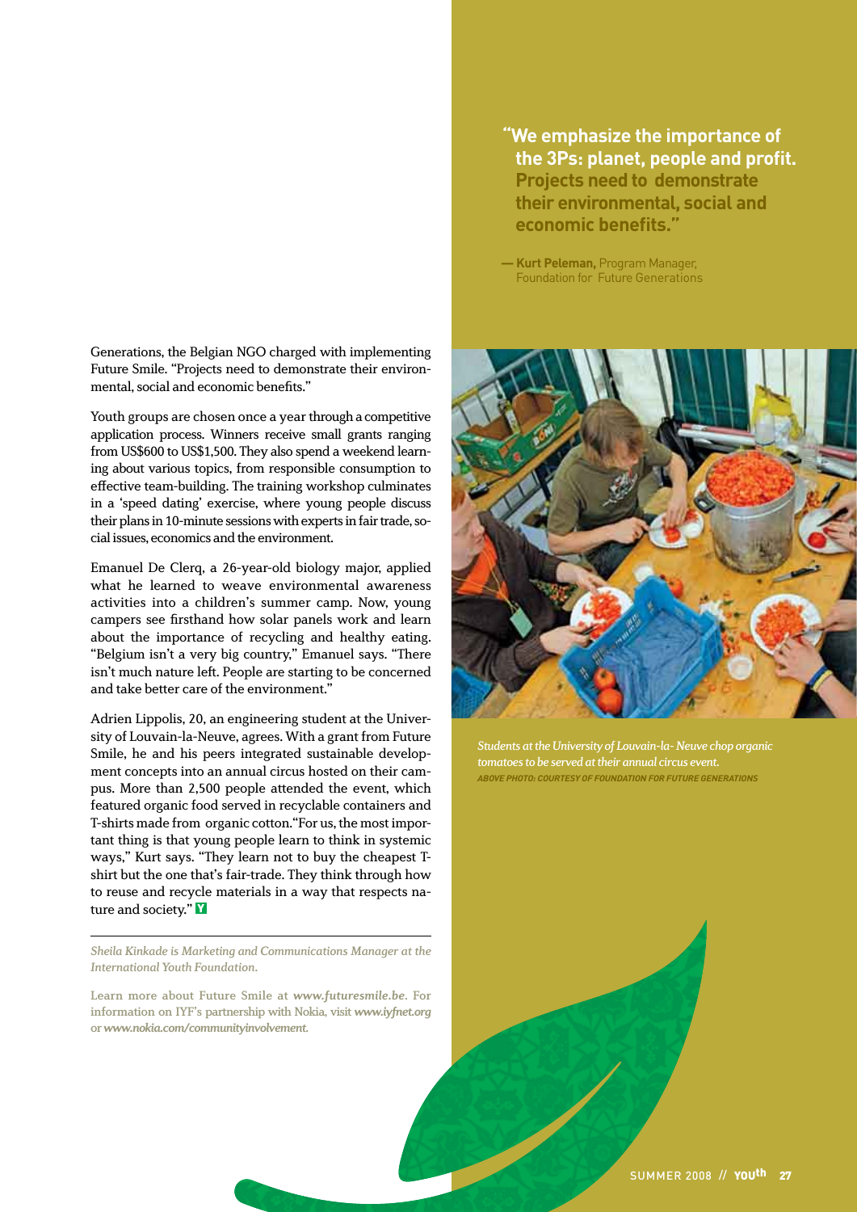Generations, the Belgian NGO charged with implementing Future Smile. "Projects need to demonstrate their environmental, social and economic benefits."

> **"We emphasize the importance of the 3Ps: planet, people and profit. Projects need to demonstrate their environmental, social and economic benefits."**
>
> — **Kurt Peleman,** Program Manager, Foundation for Future Generations

Youth groups are chosen once a year through a competitive application process. Winners receive small grants ranging from US$600 to US$1,500. They also spend a weekend learning about various topics, from responsible consumption to effective team-building. The training workshop culminates in a 'speed dating' exercise, where young people discuss their plans in 10-minute sessions with experts in fair trade, social issues, economics and the environment.

Emanuel De Clerq, a 26-year-old biology major, applied what he learned to weave environmental awareness activities into a children's summer camp. Now, young campers see firsthand how solar panels work and learn about the importance of recycling and healthy eating. "Belgium isn't a very big country," Emanuel says. "There isn't much nature left. People are starting to be concerned and take better care of the environment."

Adrien Lippolis, 20, an engineering student at the University of Louvain-la-Neuve, agrees. With a grant from Future Smile, he and his peers integrated sustainable development concepts into an annual circus hosted on their campus. More than 2,500 people attended the event, which featured organic food served in recyclable containers and T-shirts made from organic cotton. "For us, the most important thing is that young people learn to think in systemic ways," Kurt says. "They learn not to buy the cheapest T-shirt but the one that's fair-trade. They think through how to reuse and recycle materials in a way that respects nature and society."

*Students at the University of Louvain-la- Neuve chop organic tomatoes to be served at their annual circus event.*

*ABOVE PHOTO: COURTESY OF FOUNDATION FOR FUTURE GENERATIONS*

---

*Sheila Kinkade is Marketing and Communications Manager at the International Youth Foundation.*

Learn more about Future Smile at ***www.futuresmile.be***. For information on IYF's partnership with Nokia, visit ***www.iyfnet.org*** or ***www.nokia.com/communityinvolvement.***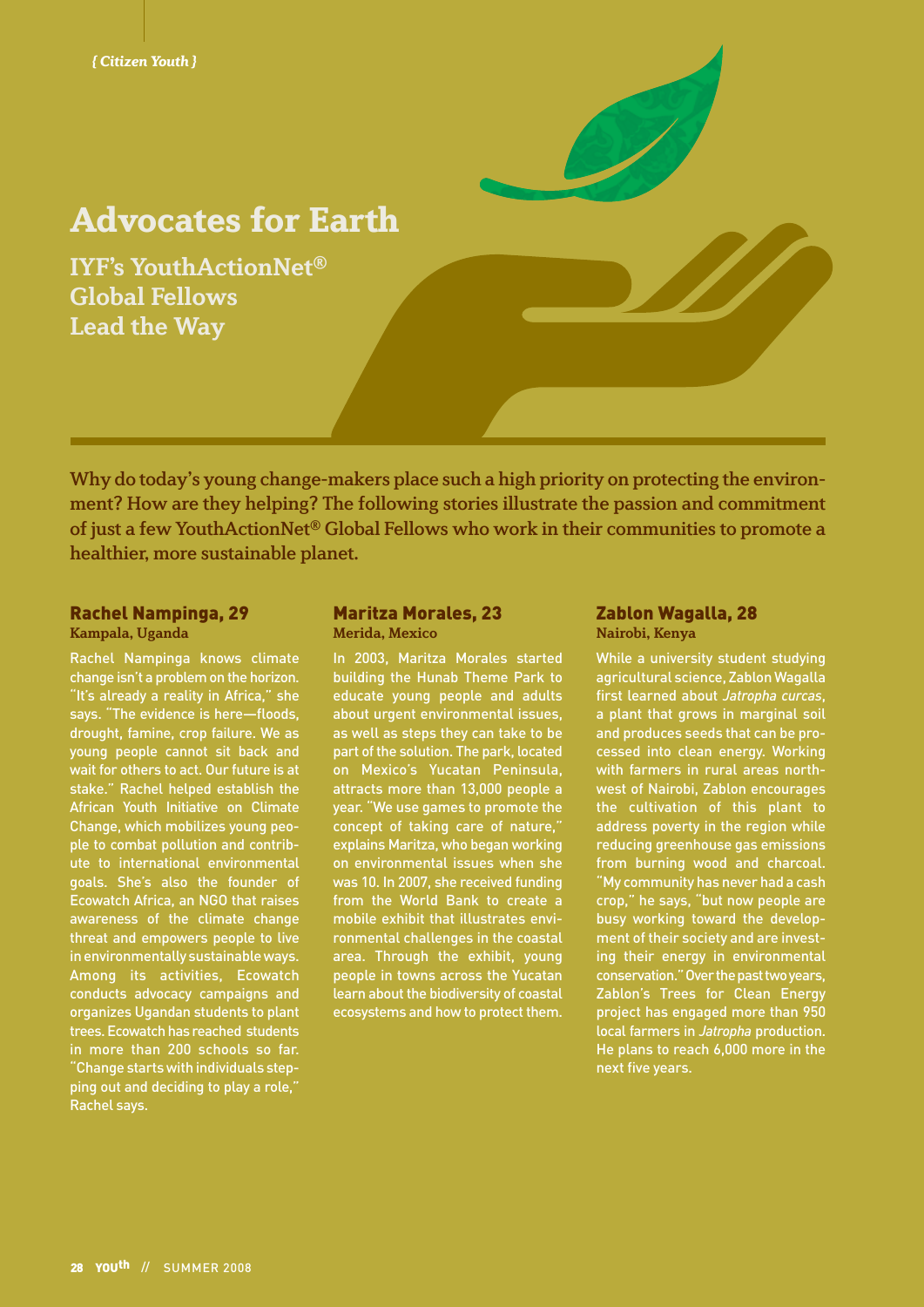{ Citizen Youth }

# Advocates for Earth

## IYF's YouthActionNet® Global Fellows Lead the Way

**Why do today's young change-makers place such a high priority on protecting the environment? How are they helping? The following stories illustrate the passion and commitment of just a few YouthActionNet® Global Fellows who work in their communities to promote a healthier, more sustainable planet.**

### Rachel Nampinga, 29
**Kampala, Uganda**

Rachel Nampinga knows climate change isn't a problem on the horizon. "It's already a reality in Africa," she says. "The evidence is here—floods, drought, famine, crop failure. We as young people cannot sit back and wait for others to act. Our future is at stake." Rachel helped establish the African Youth Initiative on Climate Change, which mobilizes young people to combat pollution and contribute to international environmental goals. She's also the founder of Ecowatch Africa, an NGO that raises awareness of the climate change threat and empowers people to live in environmentally sustainable ways. Among its activities, Ecowatch conducts advocacy campaigns and organizes Ugandan students to plant trees. Ecowatch has reached students in more than 200 schools so far. "Change starts with individuals stepping out and deciding to play a role," Rachel says.

### Maritza Morales, 23
**Merida, Mexico**

In 2003, Maritza Morales started building the Hunab Theme Park to educate young people and adults about urgent environmental issues, as well as steps they can take to be part of the solution. The park, located on Mexico's Yucatan Peninsula, attracts more than 13,000 people a year. "We use games to promote the concept of taking care of nature," explains Maritza, who began working on environmental issues when she was 10. In 2007, she received funding from the World Bank to create a mobile exhibit that illustrates environmental challenges in the coastal area. Through the exhibit, young people in towns across the Yucatan learn about the biodiversity of coastal ecosystems and how to protect them.

### Zablon Wagalla, 28
**Nairobi, Kenya**

While a university student studying agricultural science, Zablon Wagalla first learned about *Jatropha curcas*, a plant that grows in marginal soil and produces seeds that can be processed into clean energy. Working with farmers in rural areas northwest of Nairobi, Zablon encourages the cultivation of this plant to address poverty in the region while reducing greenhouse gas emissions from burning wood and charcoal. "My community has never had a cash crop," he says, "but now people are busy working toward the development of their society and are investing their energy in environmental conservation." Over the past two years, Zablon's Trees for Clean Energy project has engaged more than 950 local farmers in *Jatropha* production. He plans to reach 6,000 more in the next five years.